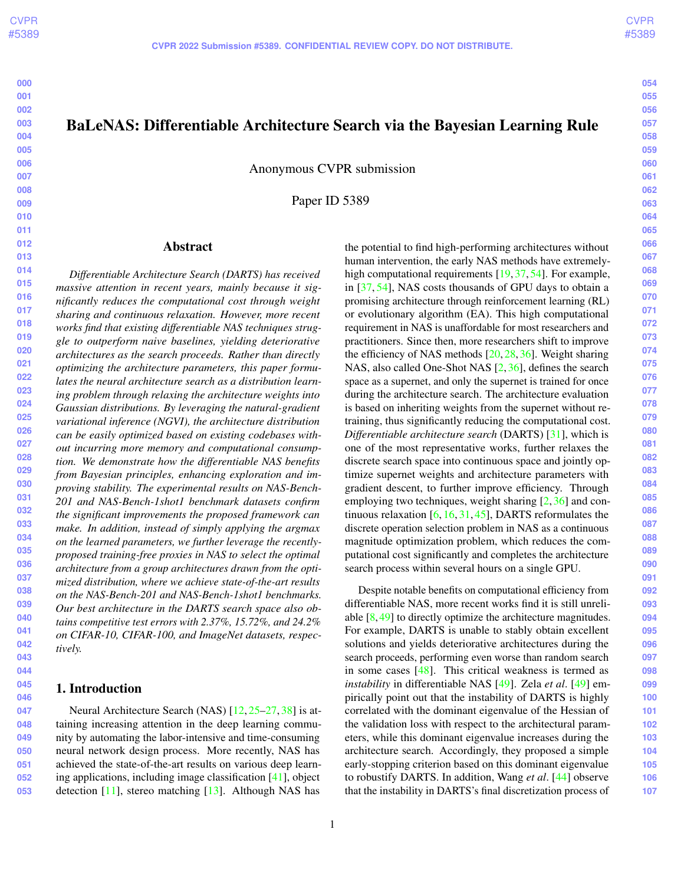# BaLeNAS: Differentiable Architecture Search via the Bayesian Learning Rule

Anonymous CVPR submission

Paper ID 5389

## Abstract

*Differentiable Architecture Search (DARTS) has received massive attention in recent years, mainly because it significantly reduces the computational cost through weight sharing and continuous relaxation. However, more recent works find that existing differentiable NAS techniques struggle to outperform naive baselines, yielding deteriorative architectures as the search proceeds. Rather than directly optimizing the architecture parameters, this paper formulates the neural architecture search as a distribution learning problem through relaxing the architecture weights into Gaussian distributions. By leveraging the natural-gradient variational inference (NGVI), the architecture distribution can be easily optimized based on existing codebases without incurring more memory and computational consumption. We demonstrate how the differentiable NAS benefits from Bayesian principles, enhancing exploration and improving stability. The experimental results on NAS-Bench-201 and NAS-Bench-1shot1 benchmark datasets confirm the significant improvements the proposed framework can make. In addition, instead of simply applying the argmax on the learned parameters, we further leverage the recently-proposed training-free proxies in NAS to select the optimal architecture from a group architectures drawn from the optimized distribution, where we achieve state-of-the-art results on the NAS-Bench-201 and NAS-Bench-1shot1 benchmarks. Our best architecture in the DARTS search space also obtains competitive test errors with 2.37%, 15.72%, and 24.2% on CIFAR-10, CIFAR-100, and ImageNet datasets, respectively.*

## 1. Introduction

Neural Architecture Search (NAS) [12, 25–27, 38] is attaining increasing attention in the deep learning community by automating the labor-intensive and time-consuming neural network design process. More recently, NAS has achieved the state-of-the-art results on various deep learning applications, including image classification [41], object detection [11], stereo matching [13]. Although NAS has the potential to find high-performing architectures without human intervention, the early NAS methods have extremely-high computational requirements [19, 37, 54]. For example, in [37, 54], NAS costs thousands of GPU days to obtain a promising architecture through reinforcement learning (RL) or evolutionary algorithm (EA). This high computational requirement in NAS is unaffordable for most researchers and practitioners. Since then, more researchers shift to improve the efficiency of NAS methods [20, 28, 36]. Weight sharing NAS, also called One-Shot NAS [2, 36], defines the search space as a supernet, and only the supernet is trained for once during the architecture search. The architecture evaluation is based on inheriting weights from the supernet without retraining, thus significantly reducing the computational cost. *Differentiable architecture search* (DARTS) [31], which is one of the most representative works, further relaxes the discrete search space into continuous space and jointly optimize supernet weights and architecture parameters with gradient descent, to further improve efficiency. Through employing two techniques, weight sharing [2, 36] and continuous relaxation [6, 16, 31, 45], DARTS reformulates the discrete operation selection problem in NAS as a continuous magnitude optimization problem, which reduces the computational cost significantly and completes the architecture search process within several hours on a single GPU.

Despite notable benefits on computational efficiency from differentiable NAS, more recent works find it is still unreliable [8, 49] to directly optimize the architecture magnitudes. For example, DARTS is unable to stably obtain excellent solutions and yields deteriorative architectures during the search proceeds, performing even worse than random search in some cases [48]. This critical weakness is termed as *instability* in differentiable NAS [49]. Zela *et al*. [49] empirically point out that the instability of DARTS is highly correlated with the dominant eigenvalue of the Hessian of the validation loss with respect to the architectural parameters, while this dominant eigenvalue increases during the architecture search. Accordingly, they proposed a simple early-stopping criterion based on this dominant eigenvalue to robustify DARTS. In addition, Wang *et al*. [44] observe that the instability in DARTS's final discretization process of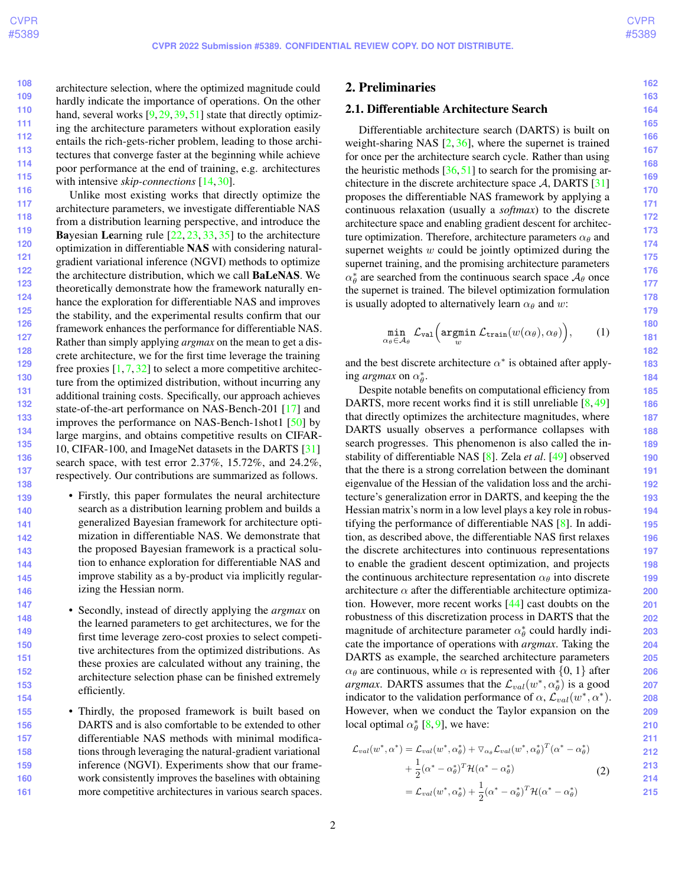architecture selection, where the optimized magnitude could hardly indicate the importance of operations. On the other hand, several works [9, 29, 39, 51] state that directly optimizing the architecture parameters without exploration easily entails the rich-gets-richer problem, leading to those architectures that converge faster at the beginning while achieve poor performance at the end of training, e.g. architectures with intensive *skip-connections* [14, 30].

Unlike most existing works that directly optimize the architecture parameters, we investigate differentiable NAS from a distribution learning perspective, and introduce the **Ba**yesian **Le**arning rule [22, 23, 33, 35] to the architecture optimization in differentiable **NAS** with considering natural-gradient variational inference (NGVI) methods to optimize the architecture distribution, which we call **BaLeNAS**. We theoretically demonstrate how the framework naturally enhance the exploration for differentiable NAS and improves the stability, and the experimental results confirm that our framework enhances the performance for differentiable NAS. Rather than simply applying *argmax* on the mean to get a discrete architecture, we for the first time leverage the training free proxies [1, 7, 32] to select a more competitive architecture from the optimized distribution, without incurring any additional training costs. Specifically, our approach achieves state-of-the-art performance on NAS-Bench-201 [17] and improves the performance on NAS-Bench-1shot1 [50] by large margins, and obtains competitive results on CIFAR-10, CIFAR-100, and ImageNet datasets in the DARTS [31] search space, with test error 2.37%, 15.72%, and 24.2%, respectively. Our contributions are summarized as follows.

- Firstly, this paper formulates the neural architecture search as a distribution learning problem and builds a generalized Bayesian framework for architecture optimization in differentiable NAS. We demonstrate that the proposed Bayesian framework is a practical solution to enhance exploration for differentiable NAS and improve stability as a by-product via implicitly regularizing the Hessian norm.
- Secondly, instead of directly applying the *argmax* on the learned parameters to get architectures, we for the first time leverage zero-cost proxies to select competitive architectures from the optimized distributions. As these proxies are calculated without any training, the architecture selection phase can be finished extremely efficiently.
- Thirdly, the proposed framework is built based on DARTS and is also comfortable to be extended to other differentiable NAS methods with minimal modifications through leveraging the natural-gradient variational inference (NGVI). Experiments show that our framework consistently improves the baselines with obtaining more competitive architectures in various search spaces.

## 2. Preliminaries

### 2.1. Differentiable Architecture Search

Differentiable architecture search (DARTS) is built on weight-sharing NAS [2, 36], where the supernet is trained for once per the architecture search cycle. Rather than using the heuristic methods [36, 51] to search for the promising architecture in the discrete architecture space $\mathcal{A}$, DARTS [31] proposes the differentiable NAS framework by applying a continuous relaxation (usually a *softmax*) to the discrete architecture space and enabling gradient descent for architecture optimization. Therefore, architecture parameters $\alpha_\theta$ and supernet weights $w$ could be jointly optimized during the supernet training, and the promising architecture parameters $\alpha_\theta^*$ are searched from the continuous search space $\mathcal{A}_\theta$ once the supernet is trained. The bilevel optimization formulation is usually adopted to alternatively learn $\alpha_\theta$ and $w$:

$$\min_{\alpha_\theta \in \mathcal{A}_\theta} \mathcal{L}_{\mathtt{val}}\Big(\mathop{\mathtt{argmin}}_{w} \mathcal{L}_{\mathtt{train}}(w(\alpha_\theta), \alpha_\theta)\Big), \tag{1}$$

and the best discrete architecture $\alpha^*$ is obtained after applying *argmax* on $\alpha_\theta^*$.

Despite notable benefits on computational efficiency from DARTS, more recent works find it is still unreliable [8, 49] that directly optimizes the architecture magnitudes, where DARTS usually observes a performance collapses with search progresses. This phenomenon is also called the instability of differentiable NAS [8]. Zela *et al*. [49] observed that the there is a strong correlation between the dominant eigenvalue of the Hessian of the validation loss and the architecture's generalization error in DARTS, and keeping the the Hessian matrix's norm in a low level plays a key role in robustifying the performance of differentiable NAS [8]. In addition, as described above, the differentiable NAS first relaxes the discrete architectures into continuous representations to enable the gradient descent optimization, and projects the continuous architecture representation $\alpha_\theta$ into discrete architecture $\alpha$ after the differentiable architecture optimization. However, more recent works [44] cast doubts on the robustness of this discretization process in DARTS that the magnitude of architecture parameter $\alpha_\theta^*$ could hardly indicate the importance of operations with *argmax*. Taking the DARTS as example, the searched architecture parameters $\alpha_\theta$ are continuous, while $\alpha$ is represented with $\{0, 1\}$ after *argmax*. DARTS assumes that the $\mathcal{L}_{val}(w^*, \alpha_\theta^*)$ is a good indicator to the validation performance of $\alpha$, $\mathcal{L}_{val}(w^*, \alpha^*)$. However, when we conduct the Taylor expansion on the local optimal $\alpha_\theta^*$ [8, 9], we have:

$$\begin{aligned}
\mathcal{L}_{val}(w^*, \alpha^*) &= \mathcal{L}_{val}(w^*, \alpha_\theta^*) + \nabla_{\alpha_\theta} \mathcal{L}_{val}(w^*, \alpha_\theta^*)^T (\alpha^* - \alpha_\theta^*) \\
&\quad + \frac{1}{2}(\alpha^* - \alpha_\theta^*)^T \mathcal{H} (\alpha^* - \alpha_\theta^*) \\
&= \mathcal{L}_{val}(w^*, \alpha_\theta^*) + \frac{1}{2}(\alpha^* - \alpha_\theta^*)^T \mathcal{H} (\alpha^* - \alpha_\theta^*)
\end{aligned} \tag{2}$$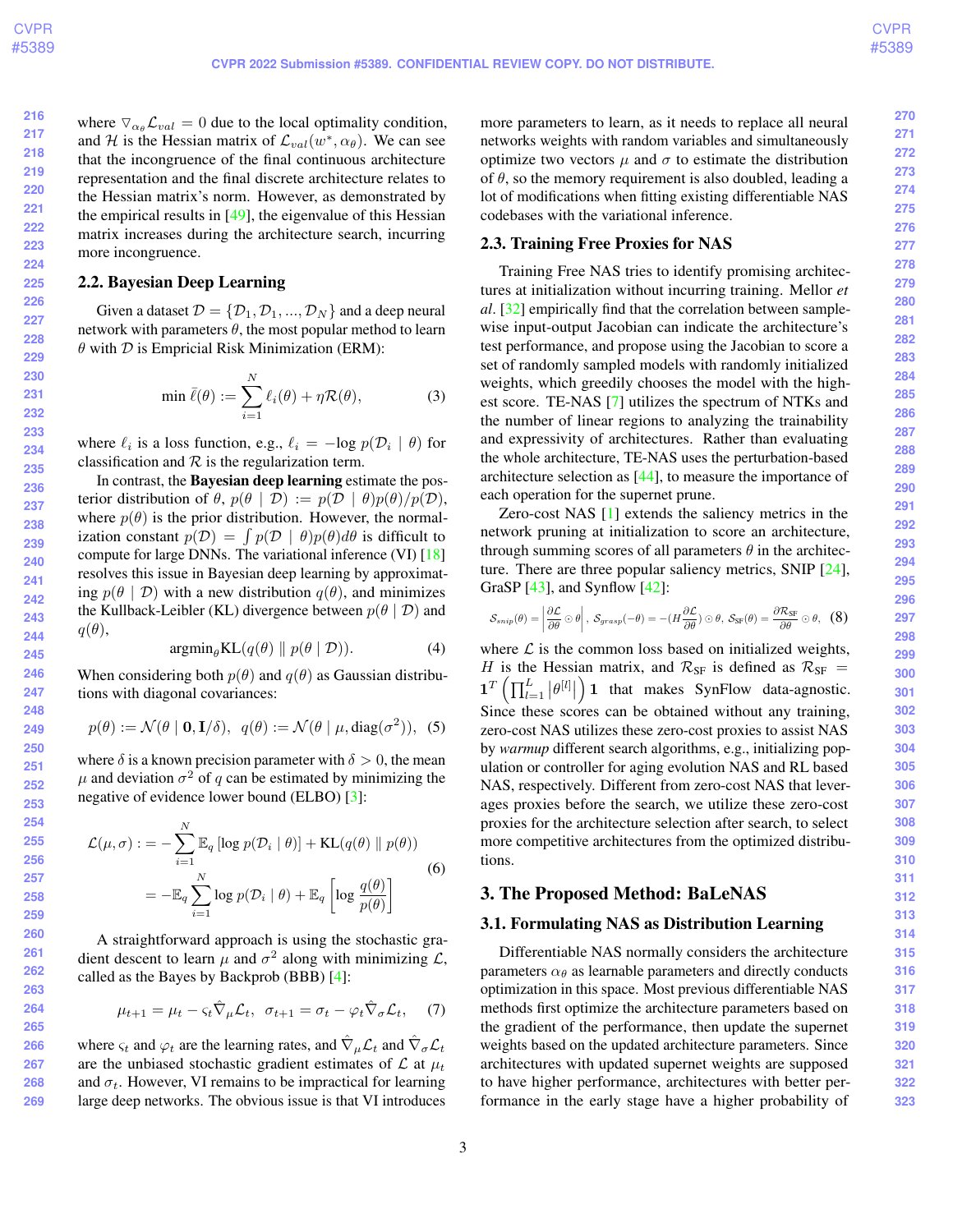where $\nabla_{\alpha_\theta} \mathcal{L}_{val} = 0$ due to the local optimality condition, and $\mathcal{H}$ is the Hessian matrix of $\mathcal{L}_{val}(w^*, \alpha_\theta)$. We can see that the incongruence of the final continuous architecture representation and the final discrete architecture relates to the Hessian matrix's norm. However, as demonstrated by the empirical results in [49], the eigenvalue of this Hessian matrix increases during the architecture search, incurring more incongruence.

## 2.2. Bayesian Deep Learning

Given a dataset $\mathcal{D} = \{\mathcal{D}_1, \mathcal{D}_1, ..., \mathcal{D}_N\}$ and a deep neural network with parameters $\theta$, the most popular method to learn $\theta$ with $\mathcal{D}$ is Empricial Risk Minimization (ERM):

$$\min \bar{\ell}(\theta) := \sum_{i=1}^{N} \ell_i(\theta) + \eta \mathcal{R}(\theta), \tag{3}$$

where $\ell_i$ is a loss function, e.g., $\ell_i = -\log p(\mathcal{D}_i \mid \theta)$ for classification and $\mathcal{R}$ is the regularization term.

In contrast, the **Bayesian deep learning** estimate the posterior distribution of $\theta$, $p(\theta \mid \mathcal{D}) := p(\mathcal{D} \mid \theta)p(\theta)/p(\mathcal{D})$, where $p(\theta)$ is the prior distribution. However, the normalization constant $p(\mathcal{D}) = \int p(\mathcal{D} \mid \theta)p(\theta)d\theta$ is difficult to compute for large DNNs. The variational inference (VI) [18] resolves this issue in Bayesian deep learning by approximating $p(\theta \mid \mathcal{D})$ with a new distribution $q(\theta)$, and minimizes the Kullback-Leibler (KL) divergence between $p(\theta \mid \mathcal{D})$ and $q(\theta)$,

$$\text{argmin}_\theta \text{KL}(q(\theta) \parallel p(\theta \mid \mathcal{D})). \tag{4}$$

When considering both $p(\theta)$ and $q(\theta)$ as Gaussian distributions with diagonal covariances:

$$p(\theta) := \mathcal{N}(\theta \mid \mathbf{0}, \mathbf{I}/\delta), \;\; q(\theta) := \mathcal{N}(\theta \mid \mu, \text{diag}(\sigma^2)), \tag{5}$$

where $\delta$ is a known precision parameter with $\delta > 0$, the mean $\mu$ and deviation $\sigma^2$ of $q$ can be estimated by minimizing the negative of evidence lower bound (ELBO) [3]:

$$\begin{aligned} \mathcal{L}(\mu, \sigma) :&= -\sum_{i=1}^{N} \mathbb{E}_q \left[\log p(\mathcal{D}_i \mid \theta)\right] + \text{KL}(q(\theta) \parallel p(\theta)) \\ &= -\mathbb{E}_q \sum_{i=1}^{N} \log p(\mathcal{D}_i \mid \theta) + \mathbb{E}_q \left[\log \frac{q(\theta)}{p(\theta)}\right] \end{aligned} \tag{6}$$

A straightforward approach is using the stochastic gradient descent to learn $\mu$ and $\sigma^2$ along with minimizing $\mathcal{L}$, called as the Bayes by Backprob (BBB) [4]:

$$\mu_{t+1} = \mu_t - \varsigma_t \hat{\nabla}_\mu \mathcal{L}_t, \;\; \sigma_{t+1} = \sigma_t - \varphi_t \hat{\nabla}_\sigma \mathcal{L}_t, \tag{7}$$

where $\varsigma_t$ and $\varphi_t$ are the learning rates, and $\hat{\nabla}_\mu \mathcal{L}_t$ and $\hat{\nabla}_\sigma \mathcal{L}_t$ are the unbiased stochastic gradient estimates of $\mathcal{L}$ at $\mu_t$ and $\sigma_t$. However, VI remains to be impractical for learning large deep networks. The obvious issue is that VI introduces more parameters to learn, as it needs to replace all neural networks weights with random variables and simultaneously optimize two vectors $\mu$ and $\sigma$ to estimate the distribution of $\theta$, so the memory requirement is also doubled, leading a lot of modifications when fitting existing differentiable NAS codebases with the variational inference.

## 2.3. Training Free Proxies for NAS

Training Free NAS tries to identify promising architectures at initialization without incurring training. Mellor *et al*. [32] empirically find that the correlation between sample-wise input-output Jacobian can indicate the architecture's test performance, and propose using the Jacobian to score a set of randomly sampled models with randomly initialized weights, which greedily chooses the model with the highest score. TE-NAS [7] utilizes the spectrum of NTKs and the number of linear regions to analyzing the trainability and expressivity of architectures. Rather than evaluating the whole architecture, TE-NAS uses the perturbation-based architecture selection as [44], to measure the importance of each operation for the supernet prune.

Zero-cost NAS [1] extends the saliency metrics in the network pruning at initialization to score an architecture, through summing scores of all parameters $\theta$ in the architecture. There are three popular saliency metrics, SNIP [24], GraSP [43], and Synflow [42]:

$$\mathcal{S}_{snip}(\theta) = \left|\frac{\partial \mathcal{L}}{\partial \theta} \odot \theta\right|, \; \mathcal{S}_{grasp}(-\theta) = -(H\frac{\partial \mathcal{L}}{\partial \theta}) \odot \theta, \; \mathcal{S}_{\text{SF}}(\theta) = \frac{\partial \mathcal{R}_{\text{SF}}}{\partial \theta} \odot \theta, \tag{8}$$

where $\mathcal{L}$ is the common loss based on initialized weights, $H$ is the Hessian matrix, and $\mathcal{R}_{\text{SF}}$ is defined as $\mathcal{R}_{\text{SF}} = \mathbf{1}^T \left(\prod_{l=1}^{L} |\theta^{[l]}|\right) \mathbf{1}$ that makes SynFlow data-agnostic. Since these scores can be obtained without any training, zero-cost NAS utilizes these zero-cost proxies to assist NAS by *warmup* different search algorithms, e.g., initializing population or controller for aging evolution NAS and RL based NAS, respectively. Different from zero-cost NAS that leverages proxies before the search, we utilize these zero-cost proxies for the architecture selection after search, to select more competitive architectures from the optimized distributions.

# 3. The Proposed Method: BaLeNAS

## 3.1. Formulating NAS as Distribution Learning

Differentiable NAS normally considers the architecture parameters $\alpha_\theta$ as learnable parameters and directly conducts optimization in this space. Most previous differentiable NAS methods first optimize the architecture parameters based on the gradient of the performance, then update the supernet weights based on the updated architecture parameters. Since architectures with updated supernet weights are supposed to have higher performance, architectures with better performance in the early stage have a higher probability of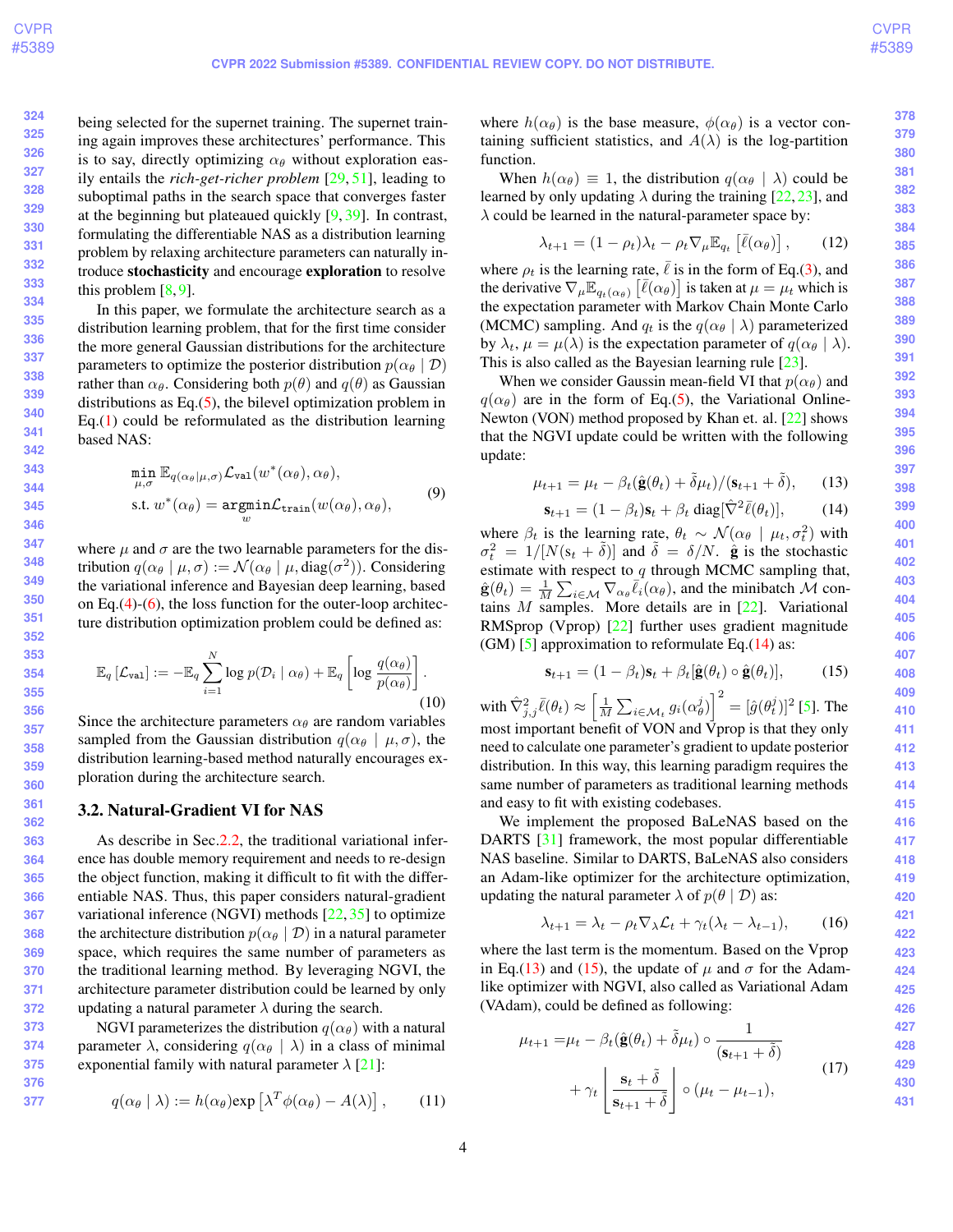being selected for the supernet training. The supernet training again improves these architectures' performance. This is to say, directly optimizing $\alpha_\theta$ without exploration easily entails the *rich-get-richer problem* [29, 51], leading to suboptimal paths in the search space that converges faster at the beginning but plateaued quickly [9, 39]. In contrast, formulating the differentiable NAS as a distribution learning problem by relaxing architecture parameters can naturally introduce **stochasticity** and encourage **exploration** to resolve this problem [8, 9].

In this paper, we formulate the architecture search as a distribution learning problem, that for the first time consider the more general Gaussian distributions for the architecture parameters to optimize the posterior distribution $p(\alpha_\theta \mid \mathcal{D})$ rather than $\alpha_\theta$. Considering both $p(\theta)$ and $q(\theta)$ as Gaussian distributions as Eq.(5), the bilevel optimization problem in Eq.(1) could be reformulated as the distribution learning based NAS:

$$
\begin{aligned}
&\min_{\mu,\sigma} \mathbb{E}_{q(\alpha_\theta \mid \mu,\sigma)} \mathcal{L}_{\texttt{val}}(w^*(\alpha_\theta), \alpha_\theta), \\
&\text{s.t. } w^*(\alpha_\theta) = \underset{w}{\texttt{argmin}} \mathcal{L}_{\texttt{train}}(w(\alpha_\theta), \alpha_\theta),
\end{aligned}
\tag{9}
$$

where $\mu$ and $\sigma$ are the two learnable parameters for the distribution $q(\alpha_\theta \mid \mu, \sigma) := \mathcal{N}(\alpha_\theta \mid \mu, \text{diag}(\sigma^2))$. Considering the variational inference and Bayesian deep learning, based on Eq.(4)-(6), the loss function for the outer-loop architecture distribution optimization problem could be defined as:

$$
\mathbb{E}_q \left[\mathcal{L}_{\texttt{val}}\right] := -\mathbb{E}_q \sum_{i=1}^{N} \log p(\mathcal{D}_i \mid \alpha_\theta) + \mathbb{E}_q \left[\log \frac{q(\alpha_\theta)}{p(\alpha_\theta)}\right].
\tag{10}
$$

Since the architecture parameters $\alpha_\theta$ are random variables sampled from the Gaussian distribution $q(\alpha_\theta \mid \mu, \sigma)$, the distribution learning-based method naturally encourages exploration during the architecture search.

### 3.2. Natural-Gradient VI for NAS

As describe in Sec.2.2, the traditional variational inference has double memory requirement and needs to re-design the object function, making it difficult to fit with the differentiable NAS. Thus, this paper considers natural-gradient variational inference (NGVI) methods [22, 35] to optimize the architecture distribution $p(\alpha_\theta \mid \mathcal{D})$ in a natural parameter space, which requires the same number of parameters as the traditional learning method. By leveraging NGVI, the architecture parameter distribution could be learned by only updating a natural parameter $\lambda$ during the search.

NGVI parameterizes the distribution $q(\alpha_\theta)$ with a natural parameter $\lambda$, considering $q(\alpha_\theta \mid \lambda)$ in a class of minimal exponential family with natural parameter $\lambda$ [21]:

$$
q(\alpha_\theta \mid \lambda) := h(\alpha_\theta) \exp\left[\lambda^T \phi(\alpha_\theta) - A(\lambda)\right],
\tag{11}
$$

where $h(\alpha_\theta)$ is the base measure, $\phi(\alpha_\theta)$ is a vector containing sufficient statistics, and $A(\lambda)$ is the log-partition function.

When $h(\alpha_\theta) \equiv 1$, the distribution $q(\alpha_\theta \mid \lambda)$ could be learned by only updating $\lambda$ during the training [22, 23], and $\lambda$ could be learned in the natural-parameter space by:

$$
\lambda_{t+1} = (1 - \rho_t)\lambda_t - \rho_t \nabla_\mu \mathbb{E}_{q_t}\left[\bar{\ell}(\alpha_\theta)\right],
\tag{12}
$$

where $\rho_t$ is the learning rate, $\bar{\ell}$ is in the form of Eq.(3), and the derivative $\nabla_\mu \mathbb{E}_{q_t(\alpha_\theta)}\left[\bar{\ell}(\alpha_\theta)\right]$ is taken at $\mu = \mu_t$ which is the expectation parameter with Markov Chain Monte Carlo (MCMC) sampling. And $q_t$ is the $q(\alpha_\theta \mid \lambda)$ parameterized by $\lambda_t$, $\mu = \mu(\lambda)$ is the expectation parameter of $q(\alpha_\theta \mid \lambda)$. This is also called as the Bayesian learning rule [23].

When we consider Gaussin mean-field VI that $p(\alpha_\theta)$ and $q(\alpha_\theta)$ are in the form of Eq.(5), the Variational Online-Newton (VON) method proposed by Khan et. al. [22] shows that the NGVI update could be written with the following update:

$$
\mu_{t+1} = \mu_t - \beta_t(\hat{\mathbf{g}}(\theta_t) + \tilde{\delta}\mu_t)/(\mathbf{s}_{t+1} + \tilde{\delta}),
\tag{13}
$$

$$
\mathbf{s}_{t+1} = (1 - \beta_t)\mathbf{s}_t + \beta_t \,\text{diag}[\hat{\nabla}^2 \bar{\ell}(\theta_t)],
\tag{14}
$$

where $\beta_t$ is the learning rate, $\theta_t \sim \mathcal{N}(\alpha_\theta \mid \mu_t, \sigma_t^2)$ with $\sigma_t^2 = 1/[N(\mathbf{s}_t + \tilde{\delta})]$ and $\tilde{\delta} = \delta/N$. $\hat{\mathbf{g}}$ is the stochastic estimate with respect to $q$ through MCMC sampling that, $\hat{\mathbf{g}}(\theta_t) = \frac{1}{M}\sum_{i \in \mathcal{M}} \nabla_{\alpha_\theta} \bar{\ell}_i(\alpha_\theta)$, and the minibatch $\mathcal{M}$ contains $M$ samples. More details are in [22]. Variational RMSprop (Vprop) [22] further uses gradient magnitude (GM) [5] approximation to reformulate Eq.(14) as:

$$
\mathbf{s}_{t+1} = (1 - \beta_t)\mathbf{s}_t + \beta_t[\hat{\mathbf{g}}(\theta_t) \circ \hat{\mathbf{g}}(\theta_t)],
\tag{15}
$$

with $\hat{\nabla}^2_{j,j} \bar{\ell}(\theta_t) \approx \left[\frac{1}{M}\sum_{i \in \mathcal{M}_t} g_i(\alpha_\theta^j)\right]^2 = [\hat{g}(\theta_t^j)]^2$ [5]. The most important benefit of VON and Vprop is that they only need to calculate one parameter's gradient to update posterior distribution. In this way, this learning paradigm requires the same number of parameters as traditional learning methods and easy to fit with existing codebases.

We implement the proposed BaLeNAS based on the DARTS [31] framework, the most popular differentiable NAS baseline. Similar to DARTS, BaLeNAS also considers an Adam-like optimizer for the architecture optimization, updating the natural parameter $\lambda$ of $p(\theta \mid \mathcal{D})$ as:

$$
\lambda_{t+1} = \lambda_t - \rho_t \nabla_\lambda \mathcal{L}_t + \gamma_t(\lambda_t - \lambda_{t-1}),
\tag{16}
$$

where the last term is the momentum. Based on the Vprop in Eq.(13) and (15), the update of $\mu$ and $\sigma$ for the Adam-like optimizer with NGVI, also called as Variational Adam (VAdam), could be defined as following:

$$
\begin{aligned}
\mu_{t+1} = &\mu_t - \beta_t(\hat{\mathbf{g}}(\theta_t) + \tilde{\delta}\mu_t) \circ \frac{1}{(\mathbf{s}_{t+1} + \tilde{\delta})} \\
&+ \gamma_t \left[\frac{\mathbf{s}_t + \tilde{\delta}}{\mathbf{s}_{t+1} + \tilde{\delta}}\right] \circ (\mu_t - \mu_{t-1}),
\end{aligned}
\tag{17}
$$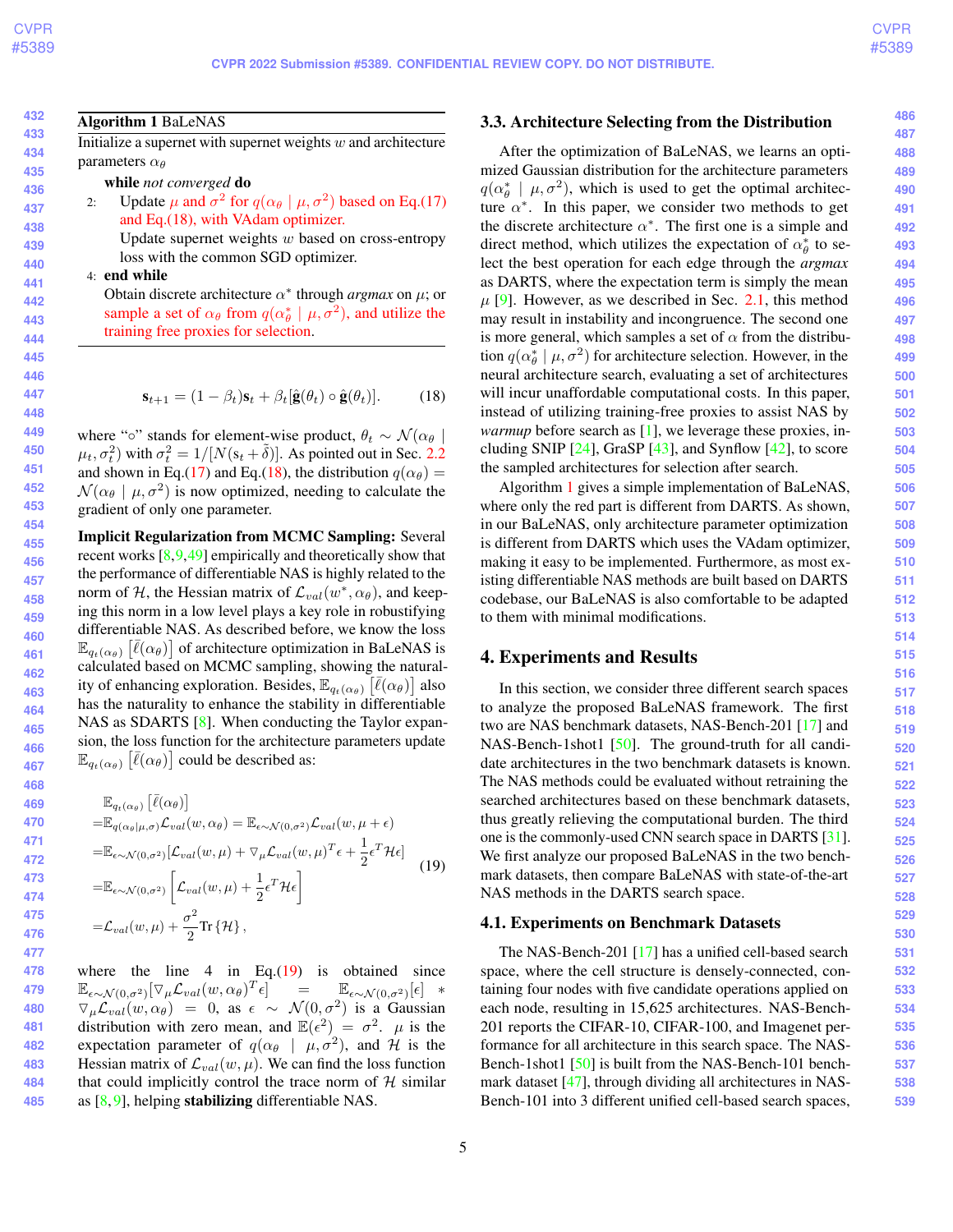**Algorithm 1** BaLeNAS

Initialize a supernet with supernet weights $w$ and architecture parameters $\alpha_\theta$

**while** *not converged* **do**

2: Update $\mu$ and $\sigma^2$ for $q(\alpha_\theta \mid \mu, \sigma^2)$ based on Eq.(17) and Eq.(18), with VAdam optimizer.

Update supernet weights $w$ based on cross-entropy loss with the common SGD optimizer.

4: **end while**

Obtain discrete architecture $\alpha^*$ through *argmax* on $\mu$; or sample a set of $\alpha_\theta$ from $q(\alpha_\theta^* \mid \mu, \sigma^2)$, and utilize the training free proxies for selection.

$$\mathbf{s}_{t+1} = (1 - \beta_t)\mathbf{s}_t + \beta_t[\hat{\mathbf{g}}(\theta_t) \circ \hat{\mathbf{g}}(\theta_t)]. \tag{18}$$

where "$\circ$" stands for element-wise product, $\theta_t \sim \mathcal{N}(\alpha_\theta \mid \mu_t, \sigma_t^2)$ with $\sigma_t^2 = 1/[N(s_t + \tilde{\delta})]$. As pointed out in Sec. 2.2 and shown in Eq.(17) and Eq.(18), the distribution $q(\alpha_\theta) = \mathcal{N}(\alpha_\theta \mid \mu, \sigma^2)$ is now optimized, needing to calculate the gradient of only one parameter.

**Implicit Regularization from MCMC Sampling:** Several recent works [8,9,49] empirically and theoretically show that the performance of differentiable NAS is highly related to the norm of $\mathcal{H}$, the Hessian matrix of $\mathcal{L}_{val}(w^*, \alpha_\theta)$, and keeping this norm in a low level plays a key role in robustifying differentiable NAS. As described before, we know the loss $\mathbb{E}_{q_t(\alpha_\theta)}\left[\bar{\ell}(\alpha_\theta)\right]$ of architecture optimization in BaLeNAS is calculated based on MCMC sampling, showing the naturality of enhancing exploration. Besides, $\mathbb{E}_{q_t(\alpha_\theta)}\left[\bar{\ell}(\alpha_\theta)\right]$ also has the naturality to enhance the stability in differentiable NAS as SDARTS [8]. When conducting the Taylor expansion, the loss function for the architecture parameters update $\mathbb{E}_{q_t(\alpha_\theta)}\left[\bar{\ell}(\alpha_\theta)\right]$ could be described as:

$$\begin{aligned}
&\mathbb{E}_{q_t(\alpha_\theta)}\left[\bar{\ell}(\alpha_\theta)\right] \\
=&\mathbb{E}_{q(\alpha_\theta|\mu,\sigma)}\mathcal{L}_{val}(w, \alpha_\theta) = \mathbb{E}_{\epsilon\sim\mathcal{N}(0,\sigma^2)}\mathcal{L}_{val}(w, \mu + \epsilon) \\
=&\mathbb{E}_{\epsilon\sim\mathcal{N}(0,\sigma^2)}[\mathcal{L}_{val}(w, \mu) + \nabla_\mu\mathcal{L}_{val}(w, \mu)^T\epsilon + \frac{1}{2}\epsilon^T\mathcal{H}\epsilon] \\
=&\mathbb{E}_{\epsilon\sim\mathcal{N}(0,\sigma^2)}\left[\mathcal{L}_{val}(w, \mu) + \frac{1}{2}\epsilon^T\mathcal{H}\epsilon\right] \\
=&\mathcal{L}_{val}(w, \mu) + \frac{\sigma^2}{2}\text{Tr}\left\{\mathcal{H}\right\},
\end{aligned} \tag{19}$$

where the line 4 in Eq.(19) is obtained since $\mathbb{E}_{\epsilon\sim\mathcal{N}(0,\sigma^2)}[\nabla_\mu\mathcal{L}_{val}(w, \alpha_\theta)^T\epsilon] = \mathbb{E}_{\epsilon\sim\mathcal{N}(0,\sigma^2)}[\epsilon] * \nabla_\mu\mathcal{L}_{val}(w, \alpha_\theta) = 0$, as $\epsilon \sim \mathcal{N}(0, \sigma^2)$ is a Gaussian distribution with zero mean, and $\mathbb{E}(\epsilon^2) = \sigma^2$. $\mu$ is the expectation parameter of $q(\alpha_\theta \mid \mu, \sigma^2)$, and $\mathcal{H}$ is the Hessian matrix of $\mathcal{L}_{val}(w, \mu)$. We can find the loss function that could implicitly control the trace norm of $\mathcal{H}$ similar as [8, 9], helping **stabilizing** differentiable NAS.

### 3.3. Architecture Selecting from the Distribution

After the optimization of BaLeNAS, we learns an optimized Gaussian distribution for the architecture parameters $q(\alpha_\theta^* \mid \mu, \sigma^2)$, which is used to get the optimal architecture $\alpha^*$. In this paper, we consider two methods to get the discrete architecture $\alpha^*$. The first one is a simple and direct method, which utilizes the expectation of $\alpha_\theta^*$ to select the best operation for each edge through the *argmax* as DARTS, where the expectation term is simply the mean $\mu$ [9]. However, as we described in Sec. 2.1, this method may result in instability and incongruence. The second one is more general, which samples a set of $\alpha$ from the distribution $q(\alpha_\theta^* \mid \mu, \sigma^2)$ for architecture selection. However, in the neural architecture search, evaluating a set of architectures will incur unaffordable computational costs. In this paper, instead of utilizing training-free proxies to assist NAS by *warmup* before search as [1], we leverage these proxies, including SNIP [24], GraSP [43], and Synflow [42], to score the sampled architectures for selection after search.

Algorithm 1 gives a simple implementation of BaLeNAS, where only the red part is different from DARTS. As shown, in our BaLeNAS, only architecture parameter optimization is different from DARTS which uses the VAdam optimizer, making it easy to be implemented. Furthermore, as most existing differentiable NAS methods are built based on DARTS codebase, our BaLeNAS is also comfortable to be adapted to them with minimal modifications.

## 4. Experiments and Results

In this section, we consider three different search spaces to analyze the proposed BaLeNAS framework. The first two are NAS benchmark datasets, NAS-Bench-201 [17] and NAS-Bench-1shot1 [50]. The ground-truth for all candidate architectures in the two benchmark datasets is known. The NAS methods could be evaluated without retraining the searched architectures based on these benchmark datasets, thus greatly relieving the computational burden. The third one is the commonly-used CNN search space in DARTS [31]. We first analyze our proposed BaLeNAS in the two benchmark datasets, then compare BaLeNAS with state-of-the-art NAS methods in the DARTS search space.

### 4.1. Experiments on Benchmark Datasets

The NAS-Bench-201 [17] has a unified cell-based search space, where the cell structure is densely-connected, containing four nodes with five candidate operations applied on each node, resulting in 15,625 architectures. NAS-Bench-201 reports the CIFAR-10, CIFAR-100, and Imagenet performance for all architecture in this search space. The NAS-Bench-1shot1 [50] is built from the NAS-Bench-101 benchmark dataset [47], through dividing all architectures in NAS-Bench-101 into 3 different unified cell-based search spaces,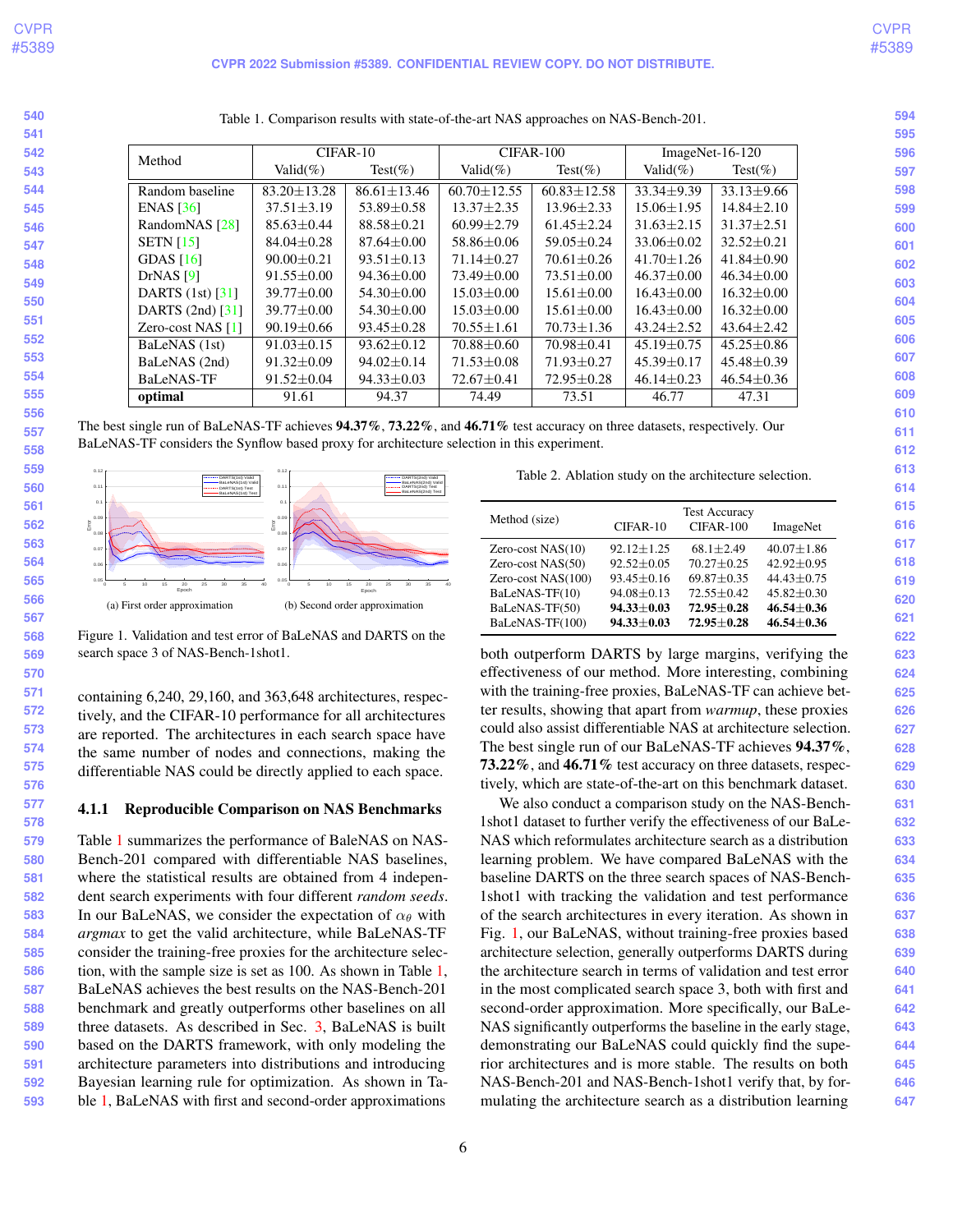Table 1. Comparison results with state-of-the-art NAS approaches on NAS-Bench-201.

| Method | CIFAR-10 | | CIFAR-100 | | ImageNet-16-120 | |
|---|---|---|---|---|---|---|
| | Valid(%) | Test(%) | Valid(%) | Test(%) | Valid(%) | Test(%) |
| Random baseline | 83.20±13.28 | 86.61±13.46 | 60.70±12.55 | 60.83±12.58 | 33.34±9.39 | 33.13±9.66 |
| ENAS [36] | 37.51±3.19 | 53.89±0.58 | 13.37±2.35 | 13.96±2.33 | 15.06±1.95 | 14.84±2.10 |
| RandomNAS [28] | 85.63±0.44 | 88.58±0.21 | 60.99±2.79 | 61.45±2.24 | 31.63±2.15 | 31.37±2.51 |
| SETN [15] | 84.04±0.28 | 87.64±0.00 | 58.86±0.06 | 59.05±0.24 | 33.06±0.02 | 32.52±0.21 |
| GDAS [16] | 90.00±0.21 | 93.51±0.13 | 71.14±0.27 | 70.61±0.26 | 41.70±1.26 | 41.84±0.90 |
| DrNAS [9] | 91.55±0.00 | 94.36±0.00 | 73.49±0.00 | 73.51±0.00 | 46.37±0.00 | 46.34±0.00 |
| DARTS (1st) [31] | 39.77±0.00 | 54.30±0.00 | 15.03±0.00 | 15.61±0.00 | 16.43±0.00 | 16.32±0.00 |
| DARTS (2nd) [31] | 39.77±0.00 | 54.30±0.00 | 15.03±0.00 | 15.61±0.00 | 16.43±0.00 | 16.32±0.00 |
| Zero-cost NAS [1] | 90.19±0.66 | 93.45±0.28 | 70.55±1.61 | 70.73±1.36 | 43.24±2.52 | 43.64±2.42 |
| BaLeNAS (1st) | 91.03±0.15 | 93.62±0.12 | 70.88±0.60 | 70.98±0.41 | 45.19±0.75 | 45.25±0.86 |
| BaLeNAS (2nd) | 91.32±0.09 | 94.02±0.14 | 71.53±0.08 | 71.93±0.27 | 45.39±0.17 | 45.48±0.39 |
| BaLeNAS-TF | 91.52±0.04 | 94.33±0.03 | 72.67±0.41 | 72.95±0.28 | 46.14±0.23 | 46.54±0.36 |
| **optimal** | 91.61 | 94.37 | 74.49 | 73.51 | 46.77 | 47.31 |

The best single run of BaLeNAS-TF achieves **94.37%**, **73.22%**, and **46.71%** test accuracy on three datasets, respectively. Our BaLeNAS-TF considers the Synflow based proxy for architecture selection in this experiment.

(a) First order approximation (b) Second order approximation

Figure 1. Validation and test error of BaLeNAS and DARTS on the search space 3 of NAS-Bench-1shot1.

containing 6,240, 29,160, and 363,648 architectures, respectively, and the CIFAR-10 performance for all architectures are reported. The architectures in each search space have the same number of nodes and connections, making the differentiable NAS could be directly applied to each space.

#### 4.1.1 Reproducible Comparison on NAS Benchmarks

Table 1 summarizes the performance of BaleNAS on NAS-Bench-201 compared with differentiable NAS baselines, where the statistical results are obtained from 4 independent search experiments with four different *random seeds*. In our BaLeNAS, we consider the expectation of $\alpha_\theta$ with *argmax* to get the valid architecture, while BaLeNAS-TF consider the training-free proxies for the architecture selection, with the sample size is set as 100. As shown in Table 1, BaLeNAS achieves the best results on the NAS-Bench-201 benchmark and greatly outperforms other baselines on all three datasets. As described in Sec. 3, BaLeNAS is built based on the DARTS framework, with only modeling the architecture parameters into distributions and introducing Bayesian learning rule for optimization. As shown in Table 1, BaLeNAS with first and second-order approximations both outperform DARTS by large margins, verifying the effectiveness of our method. More interesting, combining with the training-free proxies, BaLeNAS-TF can achieve better results, showing that apart from *warmup*, these proxies could also assist differentiable NAS at architecture selection. The best single run of our BaLeNAS-TF achieves **94.37%**, **73.22%**, and **46.71%** test accuracy on three datasets, respectively, which are state-of-the-art on this benchmark dataset.

Table 2. Ablation study on the architecture selection.

| Method (size) | Test Accuracy | | |
|---|---|---|---|
| | CIFAR-10 | CIFAR-100 | ImageNet |
| Zero-cost NAS(10) | 92.12±1.25 | 68.1±2.49 | 40.07±1.86 |
| Zero-cost NAS(50) | 92.52±0.05 | 70.27±0.25 | 42.92±0.95 |
| Zero-cost NAS(100) | 93.45±0.16 | 69.87±0.35 | 44.43±0.75 |
| BaLeNAS-TF(10) | 94.08±0.13 | 72.55±0.42 | 45.82±0.30 |
| BaLeNAS-TF(50) | **94.33±0.03** | **72.95±0.28** | **46.54±0.36** |
| BaLeNAS-TF(100) | **94.33±0.03** | **72.95±0.28** | **46.54±0.36** |

We also conduct a comparison study on the NAS-Bench-1shot1 dataset to further verify the effectiveness of our BaLeNAS which reformulates architecture search as a distribution learning problem. We have compared BaLeNAS with the baseline DARTS on the three search spaces of NAS-Bench-1shot1 with tracking the validation and test performance of the search architectures in every iteration. As shown in Fig. 1, our BaLeNAS, without training-free proxies based architecture selection, generally outperforms DARTS during the architecture search in terms of validation and test error in the most complicated search space 3, both with first and second-order approximation. More specifically, our BaLeNAS significantly outperforms the baseline in the early stage, demonstrating our BaLeNAS could quickly find the superior architectures and is more stable. The results on both NAS-Bench-201 and NAS-Bench-1shot1 verify that, by formulating the architecture search as a distribution learning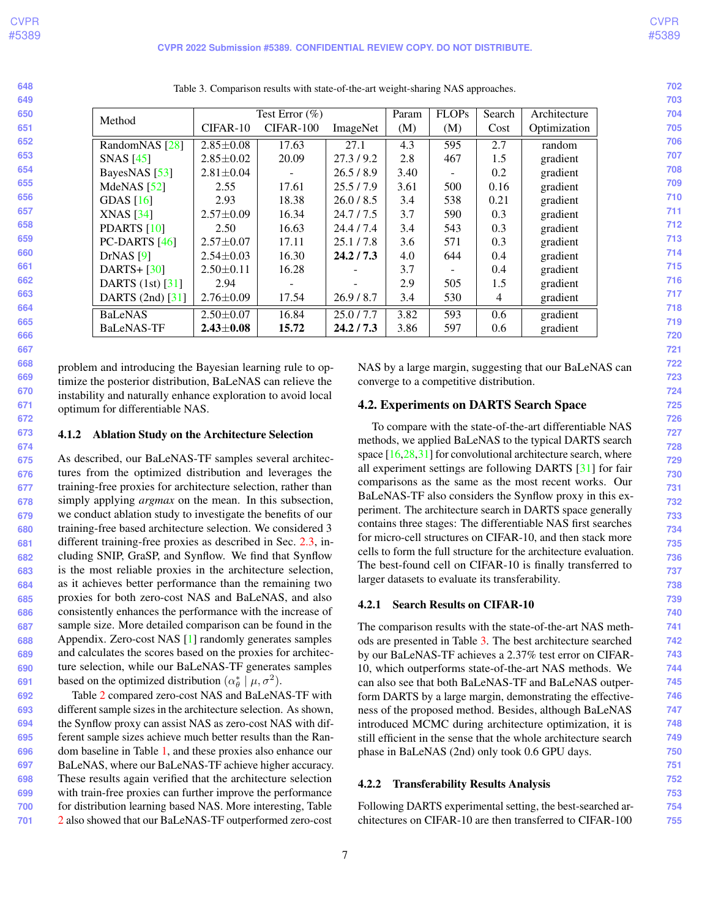Table 3. Comparison results with state-of-the-art weight-sharing NAS approaches.

| Method | Test Error (%) | | | Param | FLOPs | Search | Architecture |
|---|---|---|---|---|---|---|---|
| | CIFAR-10 | CIFAR-100 | ImageNet | (M) | (M) | Cost | Optimization |
| RandomNAS [28] | 2.85±0.08 | 17.63 | 27.1 | 4.3 | 595 | 2.7 | random |
| SNAS [45] | 2.85±0.02 | 20.09 | 27.3 / 9.2 | 2.8 | 467 | 1.5 | gradient |
| BayesNAS [53] | 2.81±0.04 | - | 26.5 / 8.9 | 3.40 | - | 0.2 | gradient |
| MdeNAS [52] | 2.55 | 17.61 | 25.5 / 7.9 | 3.61 | 500 | 0.16 | gradient |
| GDAS [16] | 2.93 | 18.38 | 26.0 / 8.5 | 3.4 | 538 | 0.21 | gradient |
| XNAS [34] | 2.57±0.09 | 16.34 | 24.7 / 7.5 | 3.7 | 590 | 0.3 | gradient |
| PDARTS [10] | 2.50 | 16.63 | 24.4 / 7.4 | 3.4 | 543 | 0.3 | gradient |
| PC-DARTS [46] | 2.57±0.07 | 17.11 | 25.1 / 7.8 | 3.6 | 571 | 0.3 | gradient |
| DrNAS [9] | 2.54±0.03 | 16.30 | **24.2 / 7.3** | 4.0 | 644 | 0.4 | gradient |
| DARTS+ [30] | 2.50±0.11 | 16.28 | - | 3.7 | - | 0.4 | gradient |
| DARTS (1st) [31] | 2.94 | - | - | 2.9 | 505 | 1.5 | gradient |
| DARTS (2nd) [31] | 2.76±0.09 | 17.54 | 26.9 / 8.7 | 3.4 | 530 | 4 | gradient |
| BaLeNAS | 2.50±0.07 | 16.84 | 25.0 / 7.7 | 3.82 | 593 | 0.6 | gradient |
| BaLeNAS-TF | **2.43±0.08** | **15.72** | **24.2 / 7.3** | 3.86 | 597 | 0.6 | gradient |

problem and introducing the Bayesian learning rule to optimize the posterior distribution, BaLeNAS can relieve the instability and naturally enhance exploration to avoid local optimum for differentiable NAS.

#### 4.1.2 Ablation Study on the Architecture Selection

As described, our BaLeNAS-TF samples several architectures from the optimized distribution and leverages the training-free proxies for architecture selection, rather than simply applying *argmax* on the mean. In this subsection, we conduct ablation study to investigate the benefits of our training-free based architecture selection. We considered 3 different training-free proxies as described in Sec. 2.3, including SNIP, GraSP, and Synflow. We find that Synflow is the most reliable proxies in the architecture selection, as it achieves better performance than the remaining two proxies for both zero-cost NAS and BaLeNAS, and also consistently enhances the performance with the increase of sample size. More detailed comparison can be found in the Appendix. Zero-cost NAS [1] randomly generates samples and calculates the scores based on the proxies for architecture selection, while our BaLeNAS-TF generates samples based on the optimized distribution $(\alpha^*_\theta \mid \mu, \sigma^2)$.

Table 2 compared zero-cost NAS and BaLeNAS-TF with different sample sizes in the architecture selection. As shown, the Synflow proxy can assist NAS as zero-cost NAS with different sample sizes achieve much better results than the Random baseline in Table 1, and these proxies also enhance our BaLeNAS, where our BaLeNAS-TF achieve higher accuracy. These results again verified that the architecture selection with train-free proxies can further improve the performance for distribution learning based NAS. More interesting, Table 2 also showed that our BaLeNAS-TF outperformed zero-cost NAS by a large margin, suggesting that our BaLeNAS can converge to a competitive distribution.

### 4.2. Experiments on DARTS Search Space

To compare with the state-of-the-art differentiable NAS methods, we applied BaLeNAS to the typical DARTS search space [16,28,31] for convolutional architecture search, where all experiment settings are following DARTS [31] for fair comparisons as the same as the most recent works. Our BaLeNAS-TF also considers the Synflow proxy in this experiment. The architecture search in DARTS space generally contains three stages: The differentiable NAS first searches for micro-cell structures on CIFAR-10, and then stack more cells to form the full structure for the architecture evaluation. The best-found cell on CIFAR-10 is finally transferred to larger datasets to evaluate its transferability.

#### 4.2.1 Search Results on CIFAR-10

The comparison results with the state-of-the-art NAS methods are presented in Table 3. The best architecture searched by our BaLeNAS-TF achieves a 2.37% test error on CIFAR-10, which outperforms state-of-the-art NAS methods. We can also see that both BaLeNAS-TF and BaLeNAS outperform DARTS by a large margin, demonstrating the effectiveness of the proposed method. Besides, although BaLeNAS introduced MCMC during architecture optimization, it is still efficient in the sense that the whole architecture search phase in BaLeNAS (2nd) only took 0.6 GPU days.

#### 4.2.2 Transferability Results Analysis

Following DARTS experimental setting, the best-searched architectures on CIFAR-10 are then transferred to CIFAR-100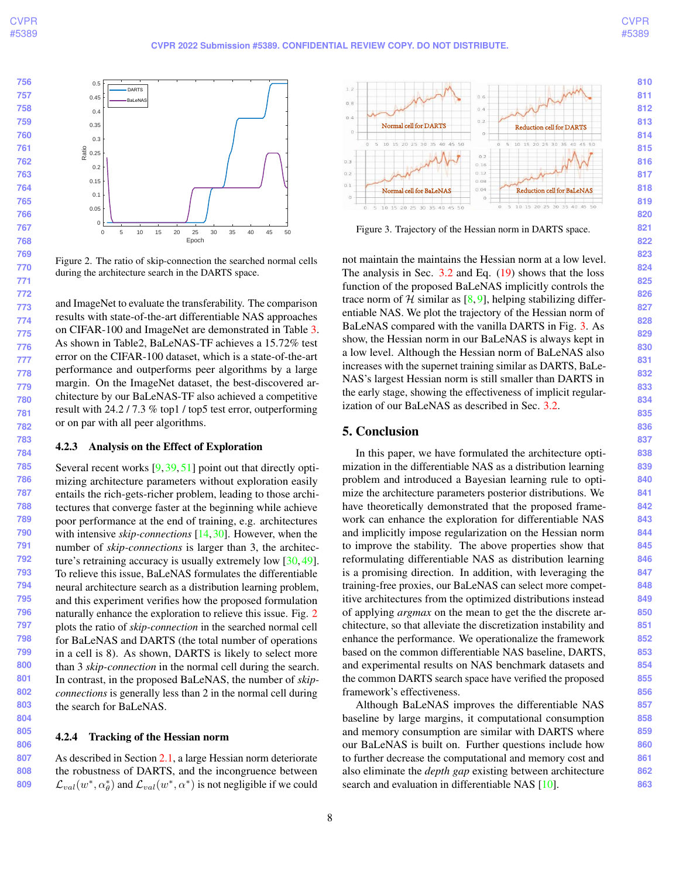Figure 2. The ratio of skip-connection the searched normal cells during the architecture search in the DARTS space.

and ImageNet to evaluate the transferability. The comparison results with state-of-the-art differentiable NAS approaches on CIFAR-100 and ImageNet are demonstrated in Table 3. As shown in Table2, BaLeNAS-TF achieves a 15.72% test error on the CIFAR-100 dataset, which is a state-of-the-art performance and outperforms peer algorithms by a large margin. On the ImageNet dataset, the best-discovered architecture by our BaLeNAS-TF also achieved a competitive result with 24.2 / 7.3 % top1 / top5 test error, outperforming or on par with all peer algorithms.

#### 4.2.3 Analysis on the Effect of Exploration

Several recent works [9, 39, 51] point out that directly optimizing architecture parameters without exploration easily entails the rich-gets-richer problem, leading to those architectures that converge faster at the beginning while achieve poor performance at the end of training, e.g. architectures with intensive *skip-connections* [14, 30]. However, when the number of *skip-connections* is larger than 3, the architecture's retraining accuracy is usually extremely low [30, 49]. To relieve this issue, BaLeNAS formulates the differentiable neural architecture search as a distribution learning problem, and this experiment verifies how the proposed formulation naturally enhance the exploration to relieve this issue. Fig. 2 plots the ratio of *skip-connection* in the searched normal cell for BaLeNAS and DARTS (the total number of operations in a cell is 8). As shown, DARTS is likely to select more than 3 *skip-connection* in the normal cell during the search. In contrast, in the proposed BaLeNAS, the number of *skip-connections* is generally less than 2 in the normal cell during the search for BaLeNAS.

#### 4.2.4 Tracking of the Hessian norm

As described in Section 2.1, a large Hessian norm deteriorate the robustness of DARTS, and the incongruence between $\mathcal{L}_{val}(w^*, \alpha_\theta^*)$ and $\mathcal{L}_{val}(w^*, \alpha^*)$ is not negligible if we could not maintain the maintains the Hessian norm at a low level. The analysis in Sec. 3.2 and Eq. (19) shows that the loss function of the proposed BaLeNAS implicitly controls the trace norm of $\mathcal{H}$ similar as [8, 9], helping stabilizing differentiable NAS. We plot the trajectory of the Hessian norm of BaLeNAS compared with the vanilla DARTS in Fig. 3. As show, the Hessian norm in our BaLeNAS is always kept in a low level. Although the Hessian norm of BaLeNAS also increases with the supernet training similar as DARTS, BaLeNAS's largest Hessian norm is still smaller than DARTS in the early stage, showing the effectiveness of implicit regularization of our BaLeNAS as described in Sec. 3.2.

Figure 3. Trajectory of the Hessian norm in DARTS space.

## 5. Conclusion

In this paper, we have formulated the architecture optimization in the differentiable NAS as a distribution learning problem and introduced a Bayesian learning rule to optimize the architecture parameters posterior distributions. We have theoretically demonstrated that the proposed framework can enhance the exploration for differentiable NAS and implicitly impose regularization on the Hessian norm to improve the stability. The above properties show that reformulating differentiable NAS as distribution learning is a promising direction. In addition, with leveraging the training-free proxies, our BaLeNAS can select more competitive architectures from the optimized distributions instead of applying *argmax* on the mean to get the the discrete architecture, so that alleviate the discretization instability and enhance the performance. We operationalize the framework based on the common differentiable NAS baseline, DARTS, and experimental results on NAS benchmark datasets and the common DARTS search space have verified the proposed framework's effectiveness.

Although BaLeNAS improves the differentiable NAS baseline by large margins, it computational consumption and memory consumption are similar with DARTS where our BaLeNAS is built on. Further questions include how to further decrease the computational and memory cost and also eliminate the *depth gap* existing between architecture search and evaluation in differentiable NAS [10].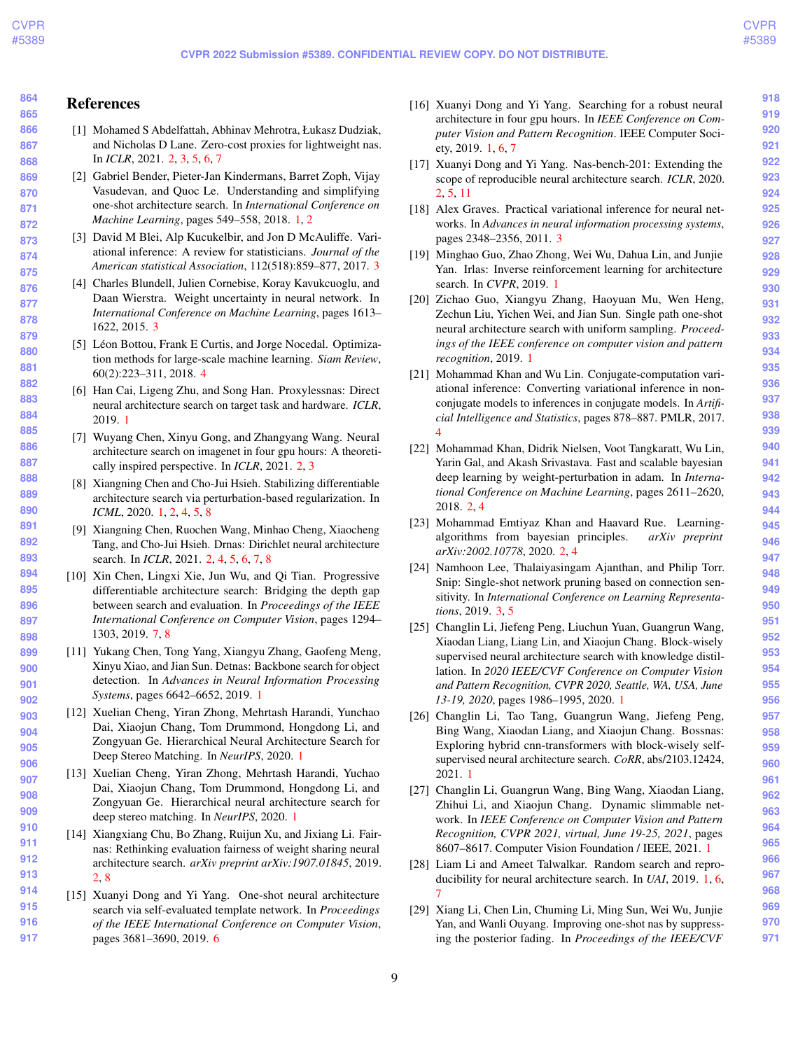## References

[1] Mohamed S Abdelfattah, Abhinav Mehrotra, Łukasz Dudziak, and Nicholas D Lane. Zero-cost proxies for lightweight nas. In *ICLR*, 2021. 2, 3, 5, 6, 7

[2] Gabriel Bender, Pieter-Jan Kindermans, Barret Zoph, Vijay Vasudevan, and Quoc Le. Understanding and simplifying one-shot architecture search. In *International Conference on Machine Learning*, pages 549–558, 2018. 1, 2

[3] David M Blei, Alp Kucukelbir, and Jon D McAuliffe. Variational inference: A review for statisticians. *Journal of the American statistical Association*, 112(518):859–877, 2017. 3

[4] Charles Blundell, Julien Cornebise, Koray Kavukcuoglu, and Daan Wierstra. Weight uncertainty in neural network. In *International Conference on Machine Learning*, pages 1613–1622, 2015. 3

[5] Léon Bottou, Frank E Curtis, and Jorge Nocedal. Optimization methods for large-scale machine learning. *Siam Review*, 60(2):223–311, 2018. 4

[6] Han Cai, Ligeng Zhu, and Song Han. Proxylessnas: Direct neural architecture search on target task and hardware. *ICLR*, 2019. 1

[7] Wuyang Chen, Xinyu Gong, and Zhangyang Wang. Neural architecture search on imagenet in four gpu hours: A theoretically inspired perspective. In *ICLR*, 2021. 2, 3

[8] Xiangning Chen and Cho-Jui Hsieh. Stabilizing differentiable architecture search via perturbation-based regularization. In *ICML*, 2020. 1, 2, 4, 5, 8

[9] Xiangning Chen, Ruochen Wang, Minhao Cheng, Xiaocheng Tang, and Cho-Jui Hsieh. Drnas: Dirichlet neural architecture search. In *ICLR*, 2021. 2, 4, 5, 6, 7, 8

[10] Xin Chen, Lingxi Xie, Jun Wu, and Qi Tian. Progressive differentiable architecture search: Bridging the depth gap between search and evaluation. In *Proceedings of the IEEE International Conference on Computer Vision*, pages 1294–1303, 2019. 7, 8

[11] Yukang Chen, Tong Yang, Xiangyu Zhang, Gaofeng Meng, Xinyu Xiao, and Jian Sun. Detnas: Backbone search for object detection. In *Advances in Neural Information Processing Systems*, pages 6642–6652, 2019. 1

[12] Xuelian Cheng, Yiran Zhong, Mehrtash Harandi, Yuchao Dai, Xiaojun Chang, Tom Drummond, Hongdong Li, and Zongyuan Ge. Hierarchical Neural Architecture Search for Deep Stereo Matching. In *NeurIPS*, 2020. 1

[13] Xuelian Cheng, Yiran Zhong, Mehrtash Harandi, Yuchao Dai, Xiaojun Chang, Tom Drummond, Hongdong Li, and Zongyuan Ge. Hierarchical neural architecture search for deep stereo matching. In *NeurIPS*, 2020. 1

[14] Xiangxiang Chu, Bo Zhang, Ruijun Xu, and Jixiang Li. Fairnas: Rethinking evaluation fairness of weight sharing neural architecture search. *arXiv preprint arXiv:1907.01845*, 2019. 2, 8

[15] Xuanyi Dong and Yi Yang. One-shot neural architecture search via self-evaluated template network. In *Proceedings of the IEEE International Conference on Computer Vision*, pages 3681–3690, 2019. 6

[16] Xuanyi Dong and Yi Yang. Searching for a robust neural architecture in four gpu hours. In *IEEE Conference on Computer Vision and Pattern Recognition*. IEEE Computer Society, 2019. 1, 6, 7

[17] Xuanyi Dong and Yi Yang. Nas-bench-201: Extending the scope of reproducible neural architecture search. *ICLR*, 2020. 2, 5, 11

[18] Alex Graves. Practical variational inference for neural networks. In *Advances in neural information processing systems*, pages 2348–2356, 2011. 3

[19] Minghao Guo, Zhao Zhong, Wei Wu, Dahua Lin, and Junjie Yan. Irlas: Inverse reinforcement learning for architecture search. In *CVPR*, 2019. 1

[20] Zichao Guo, Xiangyu Zhang, Haoyuan Mu, Wen Heng, Zechun Liu, Yichen Wei, and Jian Sun. Single path one-shot neural architecture search with uniform sampling. *Proceedings of the IEEE conference on computer vision and pattern recognition*, 2019. 1

[21] Mohammad Khan and Wu Lin. Conjugate-computation variational inference: Converting variational inference in non-conjugate models to inferences in conjugate models. In *Artificial Intelligence and Statistics*, pages 878–887. PMLR, 2017. 4

[22] Mohammad Khan, Didrik Nielsen, Voot Tangkaratt, Wu Lin, Yarin Gal, and Akash Srivastava. Fast and scalable bayesian deep learning by weight-perturbation in adam. In *International Conference on Machine Learning*, pages 2611–2620, 2018. 2, 4

[23] Mohammad Emtiyaz Khan and Haavard Rue. Learning-algorithms from bayesian principles. *arXiv preprint arXiv:2002.10778*, 2020. 2, 4

[24] Namhoon Lee, Thalaiyasingam Ajanthan, and Philip Torr. Snip: Single-shot network pruning based on connection sensitivity. In *International Conference on Learning Representations*, 2019. 3, 5

[25] Changlin Li, Jiefeng Peng, Liuchun Yuan, Guangrun Wang, Xiaodan Liang, Liang Lin, and Xiaojun Chang. Block-wisely supervised neural architecture search with knowledge distillation. In *2020 IEEE/CVF Conference on Computer Vision and Pattern Recognition, CVPR 2020, Seattle, WA, USA, June 13-19, 2020*, pages 1986–1995, 2020. 1

[26] Changlin Li, Tao Tang, Guangrun Wang, Jiefeng Peng, Bing Wang, Xiaodan Liang, and Xiaojun Chang. Bossnas: Exploring hybrid cnn-transformers with block-wisely self-supervised neural architecture search. *CoRR*, abs/2103.12424, 2021. 1

[27] Changlin Li, Guangrun Wang, Bing Wang, Xiaodan Liang, Zhihui Li, and Xiaojun Chang. Dynamic slimmable network. In *IEEE Conference on Computer Vision and Pattern Recognition, CVPR 2021, virtual, June 19-25, 2021*, pages 8607–8617. Computer Vision Foundation / IEEE, 2021. 1

[28] Liam Li and Ameet Talwalkar. Random search and reproducibility for neural architecture search. In *UAI*, 2019. 1, 6, 7

[29] Xiang Li, Chen Lin, Chuming Li, Ming Sun, Wei Wu, Junjie Yan, and Wanli Ouyang. Improving one-shot nas by suppressing the posterior fading. In *Proceedings of the IEEE/CVF*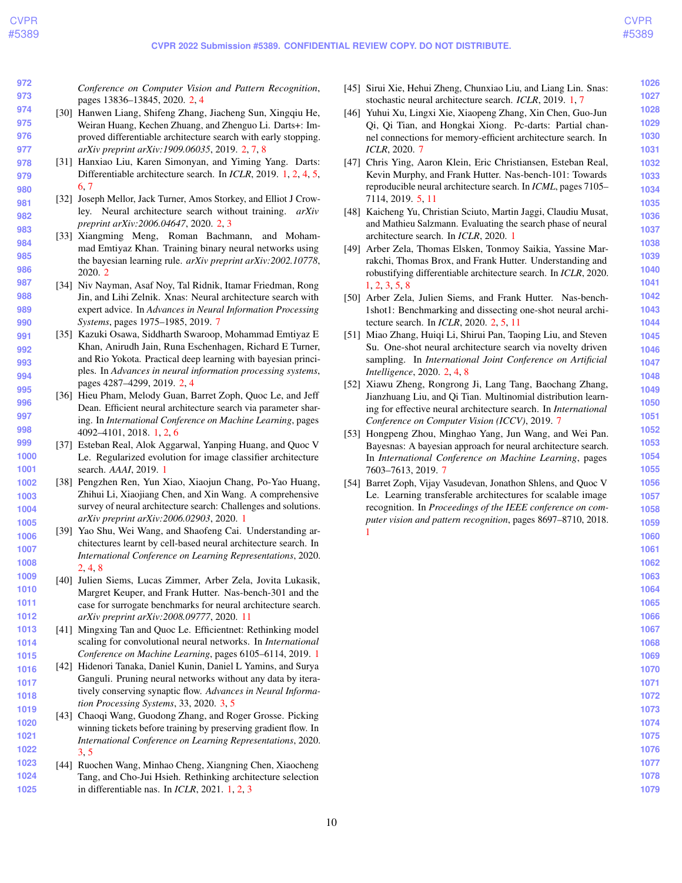Conference on Computer Vision and Pattern Recognition*, pages 13836–13845, 2020. 2, 4

[30] Hanwen Liang, Shifeng Zhang, Jiacheng Sun, Xingqiu He, Weiran Huang, Kechen Zhuang, and Zhenguo Li. Darts+: Improved differentiable architecture search with early stopping. *arXiv preprint arXiv:1909.06035*, 2019. 2, 7, 8

[31] Hanxiao Liu, Karen Simonyan, and Yiming Yang. Darts: Differentiable architecture search. In *ICLR*, 2019. 1, 2, 4, 5, 6, 7

[32] Joseph Mellor, Jack Turner, Amos Storkey, and Elliot J Crowley. Neural architecture search without training. *arXiv preprint arXiv:2006.04647*, 2020. 2, 3

[33] Xiangming Meng, Roman Bachmann, and Mohammad Emtiyaz Khan. Training binary neural networks using the bayesian learning rule. *arXiv preprint arXiv:2002.10778*, 2020. 2

[34] Niv Nayman, Asaf Noy, Tal Ridnik, Itamar Friedman, Rong Jin, and Lihi Zelnik. Xnas: Neural architecture search with expert advice. In *Advances in Neural Information Processing Systems*, pages 1975–1985, 2019. 7

[35] Kazuki Osawa, Siddharth Swaroop, Mohammad Emtiyaz E Khan, Anirudh Jain, Runa Eschenhagen, Richard E Turner, and Rio Yokota. Practical deep learning with bayesian principles. In *Advances in neural information processing systems*, pages 4287–4299, 2019. 2, 4

[36] Hieu Pham, Melody Guan, Barret Zoph, Quoc Le, and Jeff Dean. Efficient neural architecture search via parameter sharing. In *International Conference on Machine Learning*, pages 4092–4101, 2018. 1, 2, 6

[37] Esteban Real, Alok Aggarwal, Yanping Huang, and Quoc V Le. Regularized evolution for image classifier architecture search. *AAAI*, 2019. 1

[38] Pengzhen Ren, Yun Xiao, Xiaojun Chang, Po-Yao Huang, Zhihui Li, Xiaojiang Chen, and Xin Wang. A comprehensive survey of neural architecture search: Challenges and solutions. *arXiv preprint arXiv:2006.02903*, 2020. 1

[39] Yao Shu, Wei Wang, and Shaofeng Cai. Understanding architectures learnt by cell-based neural architecture search. In *International Conference on Learning Representations*, 2020. 2, 4, 8

[40] Julien Siems, Lucas Zimmer, Arber Zela, Jovita Lukasik, Margret Keuper, and Frank Hutter. Nas-bench-301 and the case for surrogate benchmarks for neural architecture search. *arXiv preprint arXiv:2008.09777*, 2020. 11

[41] Mingxing Tan and Quoc Le. Efficientnet: Rethinking model scaling for convolutional neural networks. In *International Conference on Machine Learning*, pages 6105–6114, 2019. 1

[42] Hidenori Tanaka, Daniel Kunin, Daniel L Yamins, and Surya Ganguli. Pruning neural networks without any data by iteratively conserving synaptic flow. *Advances in Neural Information Processing Systems*, 33, 2020. 3, 5

[43] Chaoqi Wang, Guodong Zhang, and Roger Grosse. Picking winning tickets before training by preserving gradient flow. In *International Conference on Learning Representations*, 2020. 3, 5

[44] Ruochen Wang, Minhao Cheng, Xiangning Chen, Xiaocheng Tang, and Cho-Jui Hsieh. Rethinking architecture selection in differentiable nas. In *ICLR*, 2021. 1, 2, 3

[45] Sirui Xie, Hehui Zheng, Chunxiao Liu, and Liang Lin. Snas: stochastic neural architecture search. *ICLR*, 2019. 1, 7

[46] Yuhui Xu, Lingxi Xie, Xiaopeng Zhang, Xin Chen, Guo-Jun Qi, Qi Tian, and Hongkai Xiong. Pc-darts: Partial channel connections for memory-efficient architecture search. In *ICLR*, 2020. 7

[47] Chris Ying, Aaron Klein, Eric Christiansen, Esteban Real, Kevin Murphy, and Frank Hutter. Nas-bench-101: Towards reproducible neural architecture search. In *ICML*, pages 7105–7114, 2019. 5, 11

[48] Kaicheng Yu, Christian Sciuto, Martin Jaggi, Claudiu Musat, and Mathieu Salzmann. Evaluating the search phase of neural architecture search. In *ICLR*, 2020. 1

[49] Arber Zela, Thomas Elsken, Tonmoy Saikia, Yassine Marrakchi, Thomas Brox, and Frank Hutter. Understanding and robustifying differentiable architecture search. In *ICLR*, 2020. 1, 2, 3, 5, 8

[50] Arber Zela, Julien Siems, and Frank Hutter. Nas-bench-1shot1: Benchmarking and dissecting one-shot neural architecture search. In *ICLR*, 2020. 2, 5, 11

[51] Miao Zhang, Huiqi Li, Shirui Pan, Taoping Liu, and Steven Su. One-shot neural architecture search via novelty driven sampling. In *International Joint Conference on Artificial Intelligence*, 2020. 2, 4, 8

[52] Xiawu Zheng, Rongrong Ji, Lang Tang, Baochang Zhang, Jianzhuang Liu, and Qi Tian. Multinomial distribution learning for effective neural architecture search. In *International Conference on Computer Vision (ICCV)*, 2019. 7

[53] Hongpeng Zhou, Minghao Yang, Jun Wang, and Wei Pan. Bayesnas: A bayesian approach for neural architecture search. In *International Conference on Machine Learning*, pages 7603–7613, 2019. 7

[54] Barret Zoph, Vijay Vasudevan, Jonathon Shlens, and Quoc V Le. Learning transferable architectures for scalable image recognition. In *Proceedings of the IEEE conference on computer vision and pattern recognition*, pages 8697–8710, 2018. 1